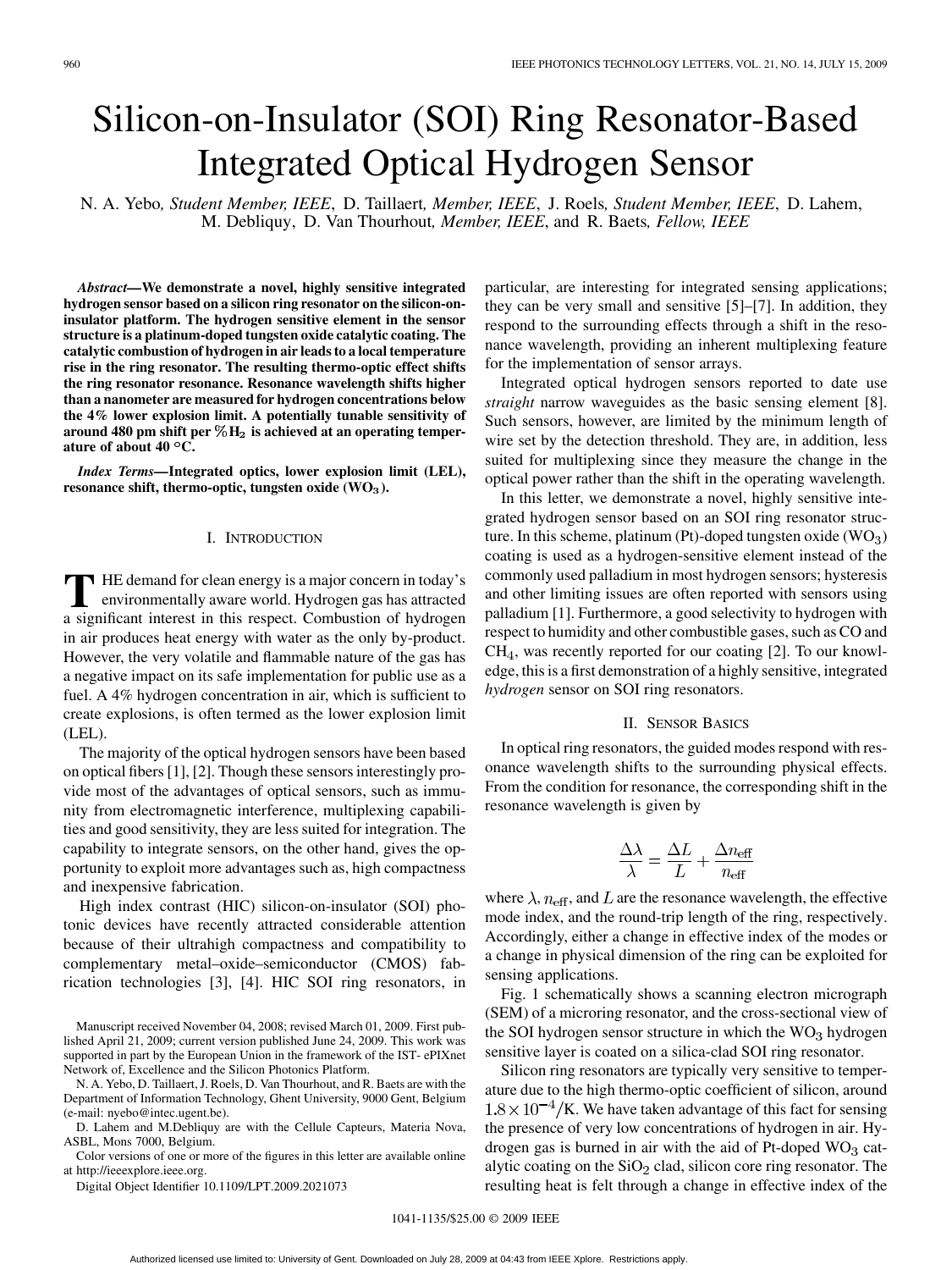# Silicon-on-Insulator (SOI) Ring Resonator-Based Integrated Optical Hydrogen Sensor

N. A. Yebo, *Student Member, IEEE*, D. Taillaert, *Member, IEEE*, J. Roels, *Student Member, IEEE*, D. Lahem, M. Debliquy, D. Van Thourhout, *Member, IEEE*, and R. Baets, *Fellow, IEEE*

***Abstract*—We demonstrate a novel, highly sensitive integrated hydrogen sensor based on a silicon ring resonator on the silicon-on-insulator platform. The hydrogen sensitive element in the sensor structure is a platinum-doped tungsten oxide catalytic coating. The catalytic combustion of hydrogen in air leads to a local temperature rise in the ring resonator. The resulting thermo-optic effect shifts the ring resonator resonance. Resonance wavelength shifts higher than a nanometer are measured for hydrogen concentrations below the 4% lower explosion limit. A potentially tunable sensitivity of around 480 pm shift per %$H_2$ is achieved at an operating temperature of about 40 °C.**

***Index Terms*—Integrated optics, lower explosion limit (LEL), resonance shift, thermo-optic, tungsten oxide ($WO_3$).**

## I. Introduction

The demand for clean energy is a major concern in today's environmentally aware world. Hydrogen gas has attracted a significant interest in this respect. Combustion of hydrogen in air produces heat energy with water as the only by-product. However, the very volatile and flammable nature of the gas has a negative impact on its safe implementation for public use as a fuel. A 4% hydrogen concentration in air, which is sufficient to create explosions, is often termed as the lower explosion limit (LEL).

The majority of the optical hydrogen sensors have been based on optical fibers [1], [2]. Though these sensors interestingly provide most of the advantages of optical sensors, such as immunity from electromagnetic interference, multiplexing capabilities and good sensitivity, they are less suited for integration. The capability to integrate sensors, on the other hand, gives the opportunity to exploit more advantages such as, high compactness and inexpensive fabrication.

High index contrast (HIC) silicon-on-insulator (SOI) photonic devices have recently attracted considerable attention because of their ultrahigh compactness and compatibility to complementary metal–oxide–semiconductor (CMOS) fabrication technologies [3], [4]. HIC SOI ring resonators, in particular, are interesting for integrated sensing applications; they can be very small and sensitive [5]–[7]. In addition, they respond to the surrounding effects through a shift in the resonance wavelength, providing an inherent multiplexing feature for the implementation of sensor arrays.

Integrated optical hydrogen sensors reported to date use *straight* narrow waveguides as the basic sensing element [8]. Such sensors, however, are limited by the minimum length of wire set by the detection threshold. They are, in addition, less suited for multiplexing since they measure the change in the optical power rather than the shift in the operating wavelength.

In this letter, we demonstrate a novel, highly sensitive integrated hydrogen sensor based on an SOI ring resonator structure. In this scheme, platinum (Pt)-doped tungsten oxide ($WO_3$) coating is used as a hydrogen-sensitive element instead of the commonly used palladium in most hydrogen sensors; hysteresis and other limiting issues are often reported with sensors using palladium [1]. Furthermore, a good selectivity to hydrogen with respect to humidity and other combustible gases, such as CO and $CH_4$, was recently reported for our coating [2]. To our knowledge, this is a first demonstration of a highly sensitive, integrated *hydrogen* sensor on SOI ring resonators.

## II. Sensor Basics

In optical ring resonators, the guided modes respond with resonance wavelength shifts to the surrounding physical effects. From the condition for resonance, the corresponding shift in the resonance wavelength is given by

$$\frac{\Delta\lambda}{\lambda} = \frac{\Delta L}{L} + \frac{\Delta n_{\rm eff}}{n_{\rm eff}}$$

where $\lambda$, $n_{\rm eff}$, and $L$ are the resonance wavelength, the effective mode index, and the round-trip length of the ring, respectively. Accordingly, either a change in effective index of the modes or a change in physical dimension of the ring can be exploited for sensing applications.

Fig. 1 schematically shows a scanning electron micrograph (SEM) of a microring resonator, and the cross-sectional view of the SOI hydrogen sensor structure in which the $WO_3$ hydrogen sensitive layer is coated on a silica-clad SOI ring resonator.

Silicon ring resonators are typically very sensitive to temperature due to the high thermo-optic coefficient of silicon, around $1.8\times10^{-4}$/K. We have taken advantage of this fact for sensing the presence of very low concentrations of hydrogen in air. Hydrogen gas is burned in air with the aid of Pt-doped $WO_3$ catalytic coating on the $SiO_2$ clad, silicon core ring resonator. The resulting heat is felt through a change in effective index of the

Manuscript received November 04, 2008; revised March 01, 2009. First published April 21, 2009; current version published June 24, 2009. This work was supported in part by the European Union in the framework of the IST- ePIXnet Network of, Excellence and the Silicon Photonics Platform.

N. A. Yebo, D. Taillaert, J. Roels, D. Van Thourhout, and R. Baets are with the Department of Information Technology, Ghent University, 9000 Gent, Belgium (e-mail: nyebo@intec.ugent.be).

D. Lahem and M.Debliquy are with the Cellule Capteurs, Materia Nova, ASBL, Mons 7000, Belgium.

Color versions of one or more of the figures in this letter are available online at http://ieeexplore.ieee.org.

Digital Object Identifier 10.1109/LPT.2009.2021073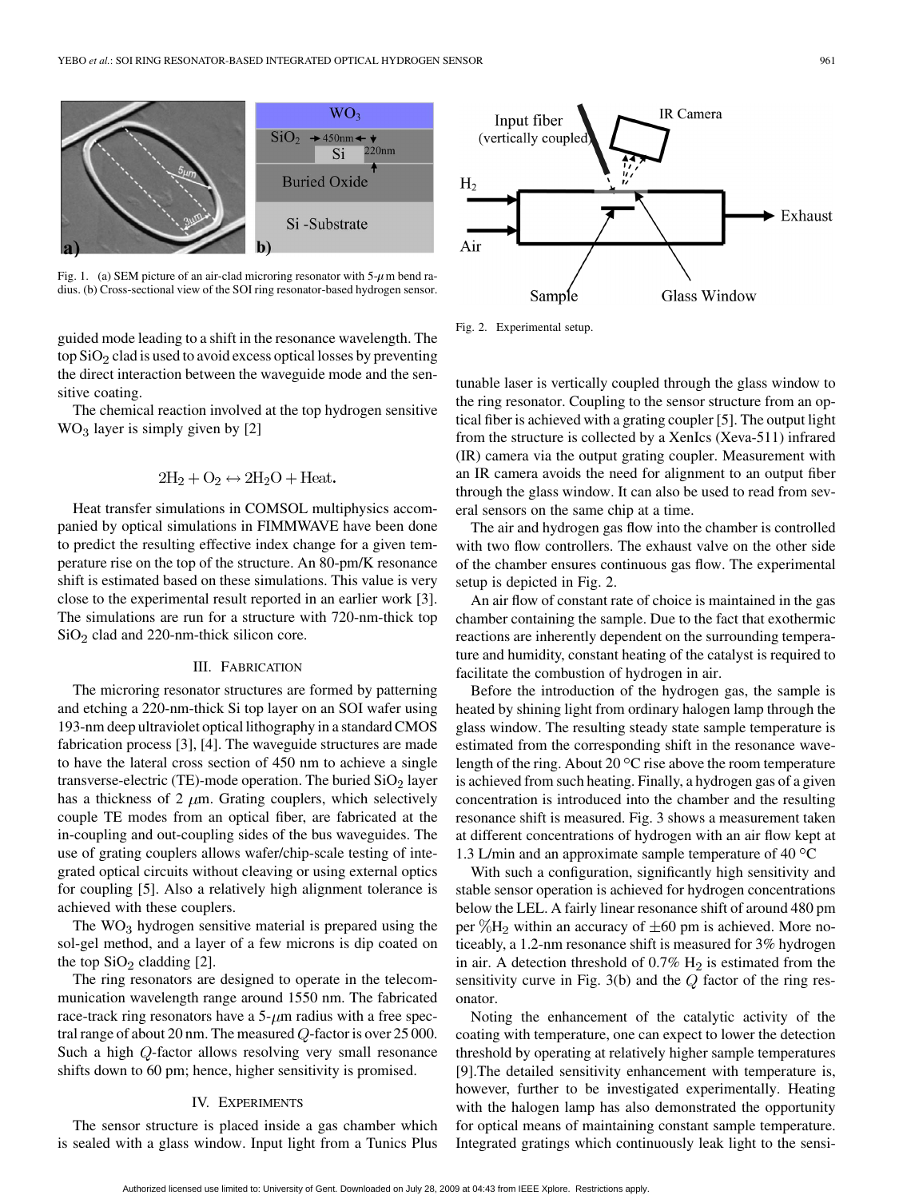Fig. 1. (a) SEM picture of an air-clad microring resonator with 5-$\mu$m bend radius. (b) Cross-sectional view of the SOI ring resonator-based hydrogen sensor.

guided mode leading to a shift in the resonance wavelength. The top $SiO_2$ clad is used to avoid excess optical losses by preventing the direct interaction between the waveguide mode and the sensitive coating.

The chemical reaction involved at the top hydrogen sensitive $WO_3$ layer is simply given by [2]

$$2H_2 + O_2 \leftrightarrow 2H_2O + \text{Heat}.$$

Heat transfer simulations in COMSOL multiphysics accompanied by optical simulations in FIMMWAVE have been done to predict the resulting effective index change for a given temperature rise on the top of the structure. An 80-pm/K resonance shift is estimated based on these simulations. This value is very close to the experimental result reported in an earlier work [3]. The simulations are run for a structure with 720-nm-thick top $SiO_2$ clad and 220-nm-thick silicon core.

## III. Fabrication

The microring resonator structures are formed by patterning and etching a 220-nm-thick Si top layer on an SOI wafer using 193-nm deep ultraviolet optical lithography in a standard CMOS fabrication process [3], [4]. The waveguide structures are made to have the lateral cross section of 450 nm to achieve a single transverse-electric (TE)-mode operation. The buried $SiO_2$ layer has a thickness of 2 $\mu$m. Grating couplers, which selectively couple TE modes from an optical fiber, are fabricated at the in-coupling and out-coupling sides of the bus waveguides. The use of grating couplers allows wafer/chip-scale testing of integrated optical circuits without cleaving or using external optics for coupling [5]. Also a relatively high alignment tolerance is achieved with these couplers.

The $WO_3$ hydrogen sensitive material is prepared using the sol-gel method, and a layer of a few microns is dip coated on the top $SiO_2$ cladding [2].

The ring resonators are designed to operate in the telecommunication wavelength range around 1550 nm. The fabricated race-track ring resonators have a 5-$\mu$m radius with a free spectral range of about 20 nm. The measured $Q$-factor is over 25 000. Such a high $Q$-factor allows resolving very small resonance shifts down to 60 pm; hence, higher sensitivity is promised.

## IV. Experiments

The sensor structure is placed inside a gas chamber which is sealed with a glass window. Input light from a Tunics Plus tunable laser is vertically coupled through the glass window to the ring resonator. Coupling to the sensor structure from an optical fiber is achieved with a grating coupler [5]. The output light from the structure is collected by a XenIcs (Xeva-511) infrared (IR) camera via the output grating coupler. Measurement with an IR camera avoids the need for alignment to an output fiber through the glass window. It can also be used to read from several sensors on the same chip at a time.

Fig. 2. Experimental setup.

The air and hydrogen gas flow into the chamber is controlled with two flow controllers. The exhaust valve on the other side of the chamber ensures continuous gas flow. The experimental setup is depicted in Fig. 2.

An air flow of constant rate of choice is maintained in the gas chamber containing the sample. Due to the fact that exothermic reactions are inherently dependent on the surrounding temperature and humidity, constant heating of the catalyst is required to facilitate the combustion of hydrogen in air.

Before the introduction of the hydrogen gas, the sample is heated by shining light from ordinary halogen lamp through the glass window. The resulting steady state sample temperature is estimated from the corresponding shift in the resonance wavelength of the ring. About 20 °C rise above the room temperature is achieved from such heating. Finally, a hydrogen gas of a given concentration is introduced into the chamber and the resulting resonance shift is measured. Fig. 3 shows a measurement taken at different concentrations of hydrogen with an air flow kept at 1.3 L/min and an approximate sample temperature of 40 °C

With such a configuration, significantly high sensitivity and stable sensor operation is achieved for hydrogen concentrations below the LEL. A fairly linear resonance shift of around 480 pm per $\%H_2$ within an accuracy of $\pm 60$ pm is achieved. More noticeably, a 1.2-nm resonance shift is measured for 3% hydrogen in air. A detection threshold of 0.7% $H_2$ is estimated from the sensitivity curve in Fig. 3(b) and the $Q$ factor of the ring resonator.

Noting the enhancement of the catalytic activity of the coating with temperature, one can expect to lower the detection threshold by operating at relatively higher sample temperatures [9].The detailed sensitivity enhancement with temperature is, however, further to be investigated experimentally. Heating with the halogen lamp has also demonstrated the opportunity for optical means of maintaining constant sample temperature. Integrated gratings which continuously leak light to the sensi-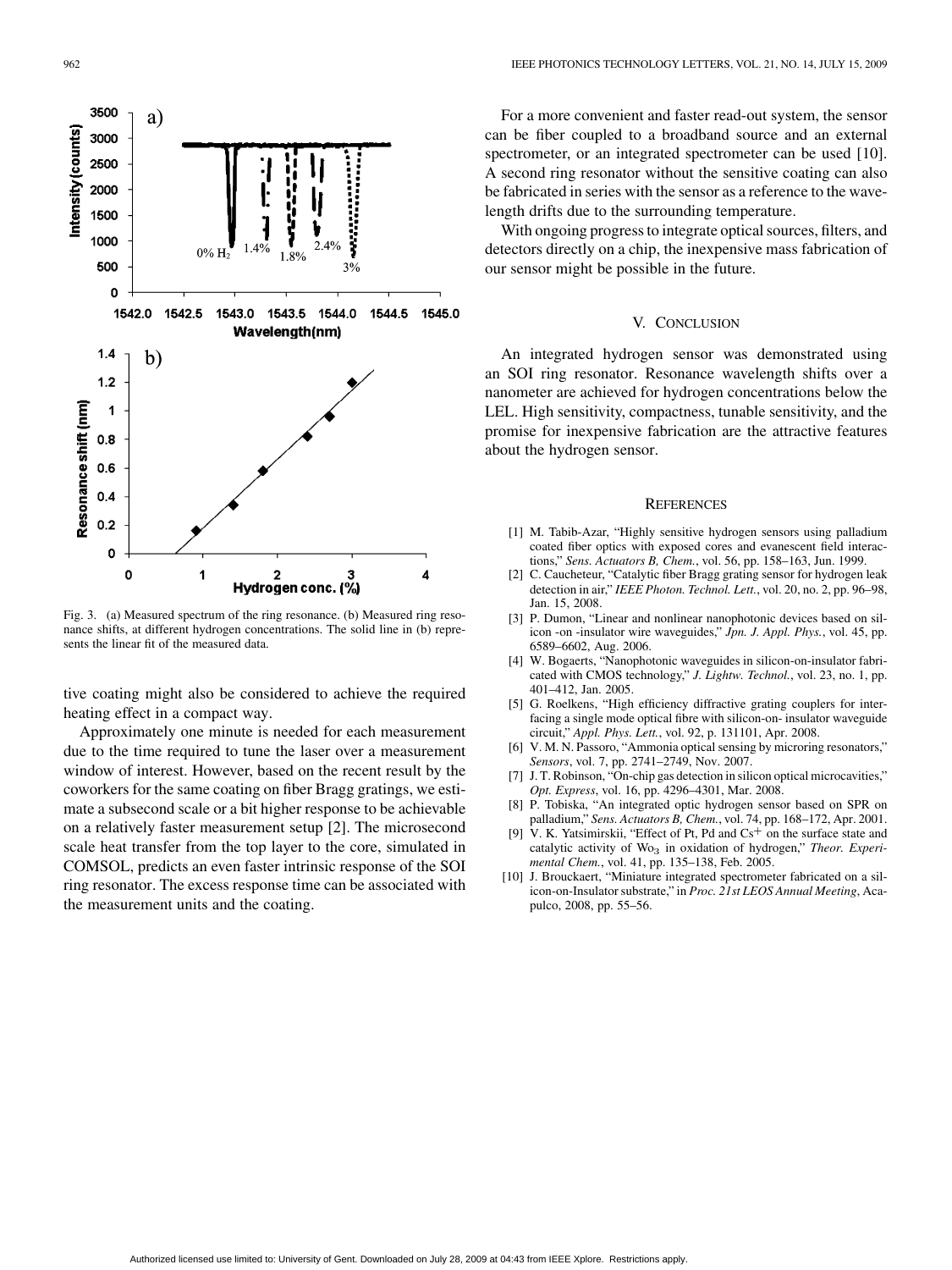a)

Intensity (counts)

3500
3000
2500
2000
1500
1000
500
0

0% $H_2$ 1.4% 1.8% 2.4% 3%

1542.0 1542.5 1543.0 1543.5 1544.0 1544.5 1545.0

Wavelength(nm)

b)

Resonance shift (nm)

1.4
1.2
1
0.8
0.6
0.4
0.2
0

0 1 2 3 4

Hydrogen conc. (%)

Fig. 3. (a) Measured spectrum of the ring resonance. (b) Measured ring resonance shifts, at different hydrogen concentrations. The solid line in (b) represents the linear fit of the measured data.

tive coating might also be considered to achieve the required heating effect in a compact way.

Approximately one minute is needed for each measurement due to the time required to tune the laser over a measurement window of interest. However, based on the recent result by the coworkers for the same coating on fiber Bragg gratings, we estimate a subsecond scale or a bit higher response to be achievable on a relatively faster measurement setup [2]. The microsecond scale heat transfer from the top layer to the core, simulated in COMSOL, predicts an even faster intrinsic response of the SOI ring resonator. The excess response time can be associated with the measurement units and the coating.

For a more convenient and faster read-out system, the sensor can be fiber coupled to a broadband source and an external spectrometer, or an integrated spectrometer can be used [10]. A second ring resonator without the sensitive coating can also be fabricated in series with the sensor as a reference to the wavelength drifts due to the surrounding temperature.

With ongoing progress to integrate optical sources, filters, and detectors directly on a chip, the inexpensive mass fabrication of our sensor might be possible in the future.

## V. Conclusion

An integrated hydrogen sensor was demonstrated using an SOI ring resonator. Resonance wavelength shifts over a nanometer are achieved for hydrogen concentrations below the LEL. High sensitivity, compactness, tunable sensitivity, and the promise for inexpensive fabrication are the attractive features about the hydrogen sensor.

## References

[1] M. Tabib-Azar, "Highly sensitive hydrogen sensors using palladium coated fiber optics with exposed cores and evanescent field interactions," *Sens. Actuators B, Chem.*, vol. 56, pp. 158–163, Jun. 1999.

[2] C. Caucheteur, "Catalytic fiber Bragg grating sensor for hydrogen leak detection in air," *IEEE Photon. Technol. Lett.*, vol. 20, no. 2, pp. 96–98, Jan. 15, 2008.

[3] P. Dumon, "Linear and nonlinear nanophotonic devices based on silicon -on -insulator wire waveguides," *Jpn. J. Appl. Phys.*, vol. 45, pp. 6589–6602, Aug. 2006.

[4] W. Bogaerts, "Nanophotonic waveguides in silicon-on-insulator fabricated with CMOS technology," *J. Lightw. Technol.*, vol. 23, no. 1, pp. 401–412, Jan. 2005.

[5] G. Roelkens, "High efficiency diffractive grating couplers for interfacing a single mode optical fibre with silicon-on- insulator waveguide circuit," *Appl. Phys. Lett.*, vol. 92, p. 131101, Apr. 2008.

[6] V. M. N. Passoro, "Ammonia optical sensing by microring resonators," *Sensors*, vol. 7, pp. 2741–2749, Nov. 2007.

[7] J. T. Robinson, "On-chip gas detection in silicon optical microcavities," *Opt. Express*, vol. 16, pp. 4296–4301, Mar. 2008.

[8] P. Tobiska, "An integrated optic hydrogen sensor based on SPR on palladium," *Sens. Actuators B, Chem.*, vol. 74, pp. 168–172, Apr. 2001.

[9] V. K. Yatsimirskii, "Effect of Pt, Pd and $Cs^{+}$ on the surface state and catalytic activity of $Wo_3$ in oxidation of hydrogen," *Theor. Experimental Chem.*, vol. 41, pp. 135–138, Feb. 2005.

[10] J. Brouckaert, "Miniature integrated spectrometer fabricated on a silicon-on-Insulator substrate," in *Proc. 21st LEOS Annual Meeting*, Acapulco, 2008, pp. 55–56.